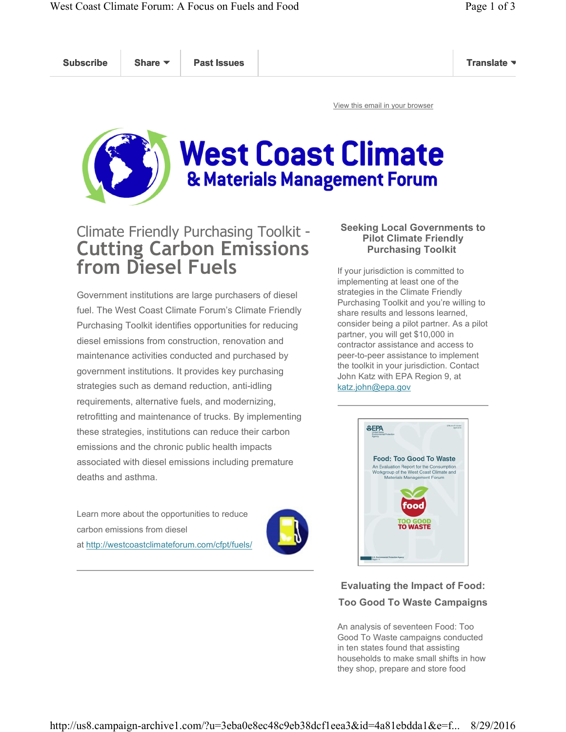Subscribe | Share | Past Issues | Translate

View this email in your browser

# West Coast Climate & Materials Management Forum

## Climate Friendly Purchasing Toolkit - Cutting Carbon Emissions from Diesel Fuels

Government institutions are large purchasers of diesel fuel. The West Coast Climate Forum's Climate Friendly Purchasing Toolkit identifies opportunities for reducing diesel emissions from construction, renovation and maintenance activities conducted and purchased by government institutions. It provides key purchasing strategies such as demand reduction, anti-idling requirements, alternative fuels, and modernizing, retrofitting and maintenance of trucks. By implementing these strategies, institutions can reduce their carbon emissions and the chronic public health impacts associated with diesel emissions including premature deaths and asthma.

Learn more about the opportunities to reduce carbon emissions from diesel at http://westcoastclimateforum.com/cfpt/fuels/

---

### Seeking Local Governments to Pilot Climate Friendly Purchasing Toolkit

If your jurisdiction is committed to implementing at least one of the strategies in the Climate Friendly Purchasing Toolkit and you're willing to share results and lessons learned, consider being a pilot partner. As a pilot partner, you will get $10,000 in contractor assistance and access to peer-to-peer assistance to implement the toolkit in your jurisdiction. Contact John Katz with EPA Region 9, at katz.john@epa.gov

---

### Evaluating the Impact of Food: Too Good To Waste Campaigns

An analysis of seventeen Food: Too Good To Waste campaigns conducted in ten states found that assisting households to make small shifts in how they shop, prepare and store food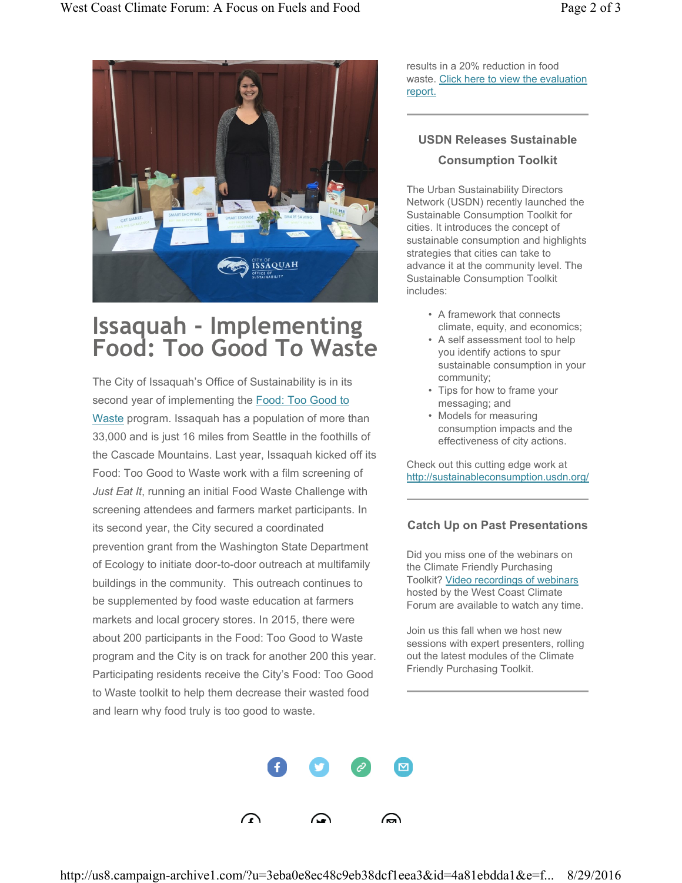# Issaquah - Implementing Food: Too Good To Waste

The City of Issaquah's Office of Sustainability is in its second year of implementing the Food: Too Good to Waste program. Issaquah has a population of more than 33,000 and is just 16 miles from Seattle in the foothills of the Cascade Mountains. Last year, Issaquah kicked off its Food: Too Good to Waste work with a film screening of *Just Eat It*, running an initial Food Waste Challenge with screening attendees and farmers market participants. In its second year, the City secured a coordinated prevention grant from the Washington State Department of Ecology to initiate door-to-door outreach at multifamily buildings in the community. This outreach continues to be supplemented by food waste education at farmers markets and local grocery stores. In 2015, there were about 200 participants in the Food: Too Good to Waste program and the City is on track for another 200 this year. Participating residents receive the City's Food: Too Good to Waste toolkit to help them decrease their wasted food and learn why food truly is too good to waste.

results in a 20% reduction in food waste. Click here to view the evaluation report.

---

### USDN Releases Sustainable Consumption Toolkit

The Urban Sustainability Directors Network (USDN) recently launched the Sustainable Consumption Toolkit for cities. It introduces the concept of sustainable consumption and highlights strategies that cities can take to advance it at the community level. The Sustainable Consumption Toolkit includes:

- A framework that connects climate, equity, and economics;
- A self assessment tool to help you identify actions to spur sustainable consumption in your community;
- Tips for how to frame your messaging; and
- Models for measuring consumption impacts and the effectiveness of city actions.

Check out this cutting edge work at http://sustainableconsumption.usdn.org/

---

### Catch Up on Past Presentations

Did you miss one of the webinars on the Climate Friendly Purchasing Toolkit? Video recordings of webinars hosted by the West Coast Climate Forum are available to watch any time.

Join us this fall when we host new sessions with expert presenters, rolling out the latest modules of the Climate Friendly Purchasing Toolkit.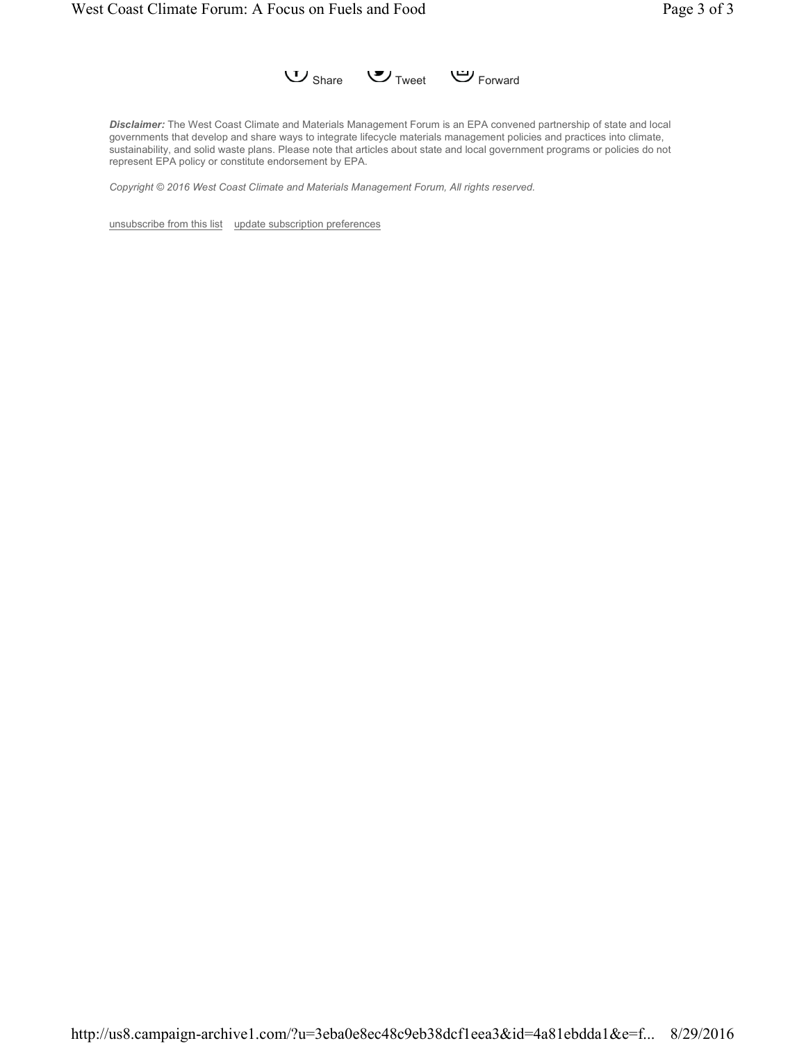Share Tweet Forward

***Disclaimer:*** The West Coast Climate and Materials Management Forum is an EPA convened partnership of state and local governments that develop and share ways to integrate lifecycle materials management policies and practices into climate, sustainability, and solid waste plans. Please note that articles about state and local government programs or policies do not represent EPA policy or constitute endorsement by EPA.

*Copyright © 2016 West Coast Climate and Materials Management Forum, All rights reserved.*

unsubscribe from this list    update subscription preferences